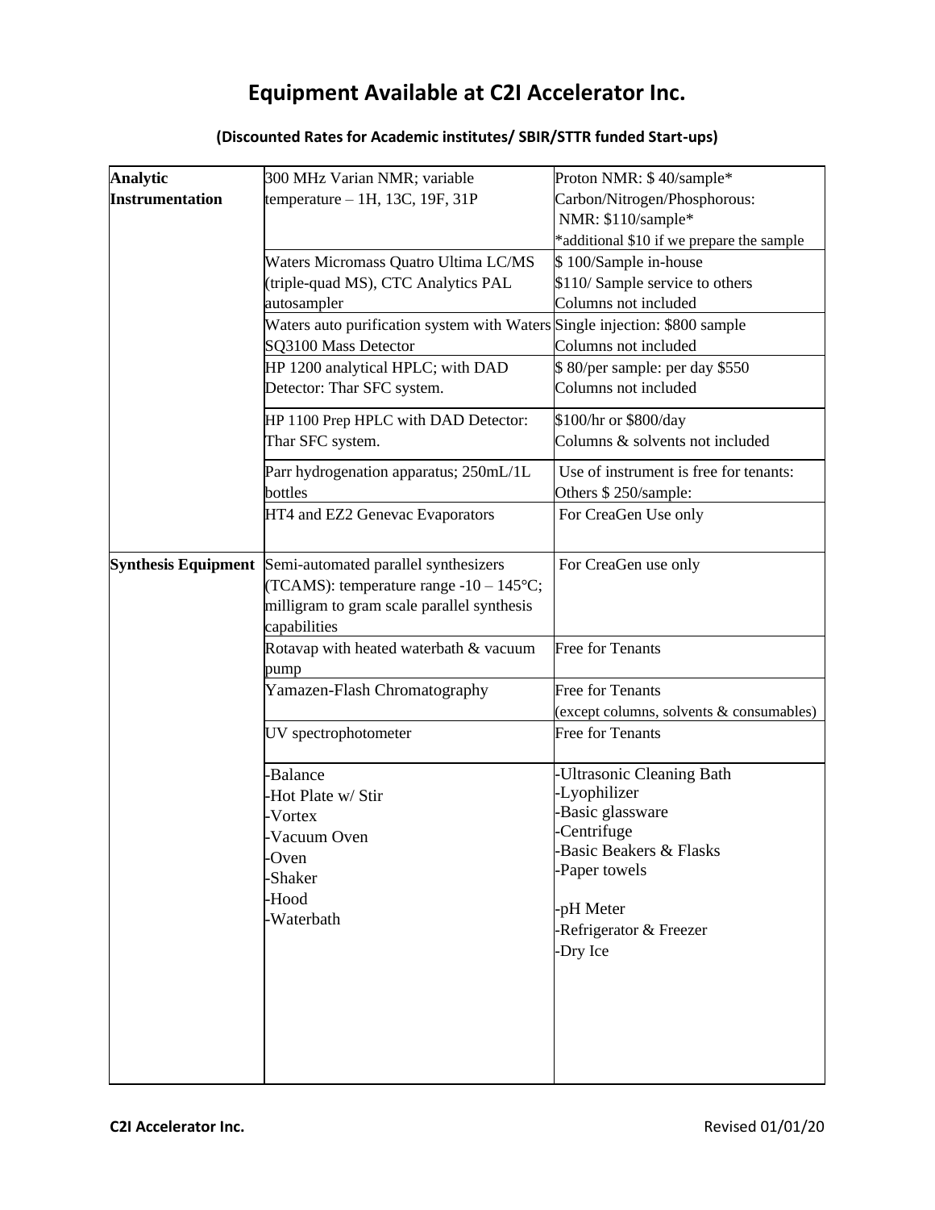# Equipment Available at C2I Accelerator Inc.

### (Discounted Rates for Academic institutes/ SBIR/STTR funded Start-ups)

| | | |
|---|---|---|
| **Analytic Instrumentation** | 300 MHz Varian NMR; variable temperature – 1H, 13C, 19F, 31P | Proton NMR: $ 40/sample*<br>Carbon/Nitrogen/Phosphorous: NMR: $110/sample*<br>*additional $10 if we prepare the sample |
| | Waters Micromass Quatro Ultima LC/MS (triple-quad MS), CTC Analytics PAL autosampler | $ 100/Sample in-house<br>$110/ Sample service to others<br>Columns not included |
| | Waters auto purification system with Waters SQ3100 Mass Detector | Single injection: $800 sample<br>Columns not included |
| | HP 1200 analytical HPLC; with DAD Detector: Thar SFC system. | $ 80/per sample: per day $550<br>Columns not included |
| | HP 1100 Prep HPLC with DAD Detector: Thar SFC system. | $100/hr or $800/day<br>Columns & solvents not included |
| | Parr hydrogenation apparatus; 250mL/1L bottles | Use of instrument is free for tenants: Others $ 250/sample: |
| | HT4 and EZ2 Genevac Evaporators | For CreaGen Use only |
| **Synthesis Equipment** | Semi-automated parallel synthesizers (TCAMS): temperature range -10 – 145°C; milligram to gram scale parallel synthesis capabilities | For CreaGen use only |
| | Rotavap with heated waterbath & vacuum pump | Free for Tenants |
| | Yamazen-Flash Chromatography | Free for Tenants<br>(except columns, solvents & consumables) |
| | UV spectrophotometer | Free for Tenants |
| | -Balance<br>-Hot Plate w/ Stir<br>-Vortex<br>-Vacuum Oven<br>-Oven<br>-Shaker<br>-Hood<br>-Waterbath | -Ultrasonic Cleaning Bath<br>-Lyophilizer<br>-Basic glassware<br>-Centrifuge<br>-Basic Beakers & Flasks<br>-Paper towels<br><br>-pH Meter<br>-Refrigerator & Freezer<br>-Dry Ice |

**C2I Accelerator Inc.** Revised 01/01/20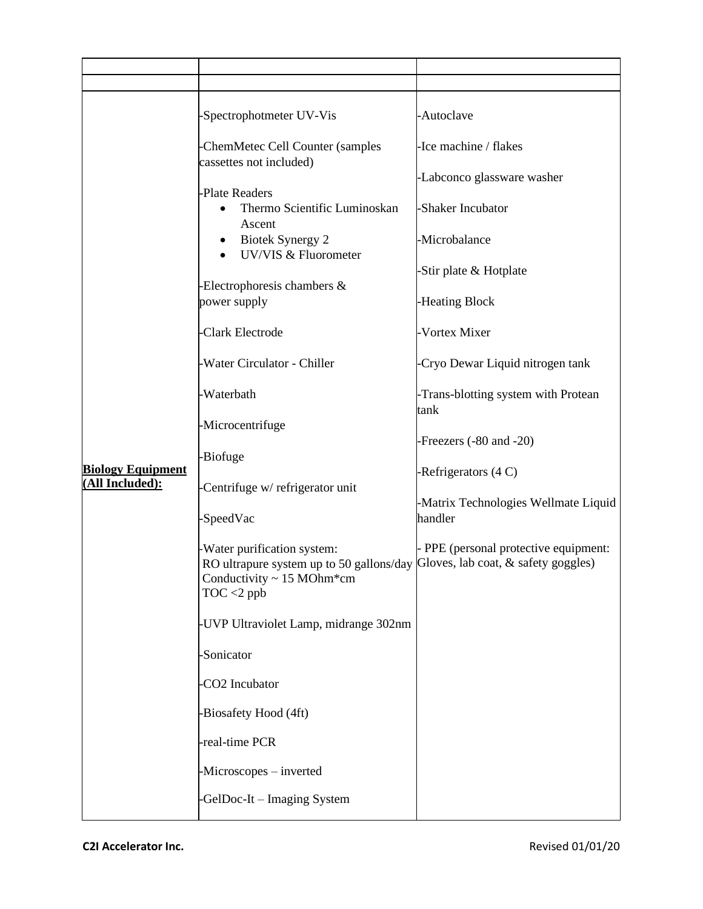| | | |
|---|---|---|
| | | |
| **Biology Equipment (All Included):** | -Spectrophotmeter UV-Vis<br><br>-ChemMetec Cell Counter (samples cassettes not included)<br><br>-Plate Readers<br>• Thermo Scientific Luminoskan Ascent<br>• Biotek Synergy 2<br>• UV/VIS & Fluorometer<br><br>-Electrophoresis chambers & power supply<br><br>-Clark Electrode<br><br>-Water Circulator - Chiller<br><br>-Waterbath<br><br>-Microcentrifuge<br><br>-Biofuge<br><br>-Centrifuge w/ refrigerator unit<br><br>-SpeedVac<br><br>-Water purification system:<br>RO ultrapure system up to 50 gallons/day<br>Conductivity ~ 15 MOhm*cm<br>TOC <2 ppb<br><br>-UVP Ultraviolet Lamp, midrange 302nm<br><br>-Sonicator<br><br>-CO2 Incubator<br><br>-Biosafety Hood (4ft)<br><br>-real-time PCR<br><br>-Microscopes – inverted<br><br>-GelDoc-It – Imaging System | -Autoclave<br><br>-Ice machine / flakes<br><br>-Labconco glassware washer<br><br>-Shaker Incubator<br><br>-Microbalance<br><br>-Stir plate & Hotplate<br><br>-Heating Block<br><br>-Vortex Mixer<br><br>-Cryo Dewar Liquid nitrogen tank<br><br>-Trans-blotting system with Protean tank<br><br>-Freezers (-80 and -20)<br><br>-Refrigerators (4 C)<br><br>-Matrix Technologies Wellmate Liquid handler<br><br>- PPE (personal protective equipment: Gloves, lab coat, & safety goggles) |

**C2I Accelerator Inc.** Revised 01/01/20